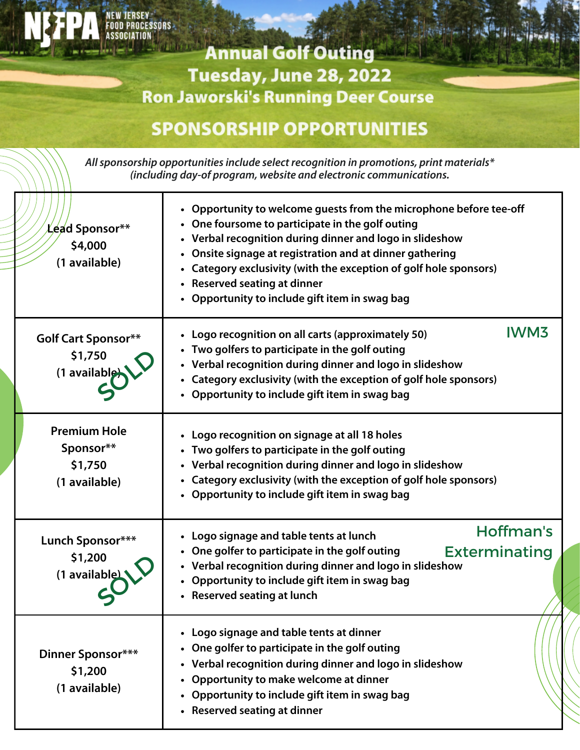NJFPA NEW JERSEY FOOD PROCESSORS ASSOCIATION

# Annual Golf Outing
## Tuesday, June 28, 2022
## Ron Jaworski's Running Deer Course

## SPONSORSHIP OPPORTUNITIES

*All sponsorship opportunities include select recognition in promotions, print materials* (including day-of program, website and electronic communications.*

| Sponsorship | Benefits |
|---|---|
| Lead Sponsor** $4,000 (1 available) | • Opportunity to welcome guests from the microphone before tee-off<br>• One foursome to participate in the golf outing<br>• Verbal recognition during dinner and logo in slideshow<br>• Onsite signage at registration and at dinner gathering<br>• Category exclusivity (with the exception of golf hole sponsors)<br>• Reserved seating at dinner<br>• Opportunity to include gift item in swag bag |
| Golf Cart Sponsor** $1,750 (1 available) SOLD | IWM3<br>• Logo recognition on all carts (approximately 50)<br>• Two golfers to participate in the golf outing<br>• Verbal recognition during dinner and logo in slideshow<br>• Category exclusivity (with the exception of golf hole sponsors)<br>• Opportunity to include gift item in swag bag |
| Premium Hole Sponsor** $1,750 (1 available) | • Logo recognition on signage at all 18 holes<br>• Two golfers to participate in the golf outing<br>• Verbal recognition during dinner and logo in slideshow<br>• Category exclusivity (with the exception of golf hole sponsors)<br>• Opportunity to include gift item in swag bag |
| Lunch Sponsor*** $1,200 (1 available) SOLD | Hoffman's Exterminating<br>• Logo signage and table tents at lunch<br>• One golfer to participate in the golf outing<br>• Verbal recognition during dinner and logo in slideshow<br>• Opportunity to include gift item in swag bag<br>• Reserved seating at lunch |
| Dinner Sponsor*** $1,200 (1 available) | • Logo signage and table tents at dinner<br>• One golfer to participate in the golf outing<br>• Verbal recognition during dinner and logo in slideshow<br>• Opportunity to make welcome at dinner<br>• Opportunity to include gift item in swag bag<br>• Reserved seating at dinner |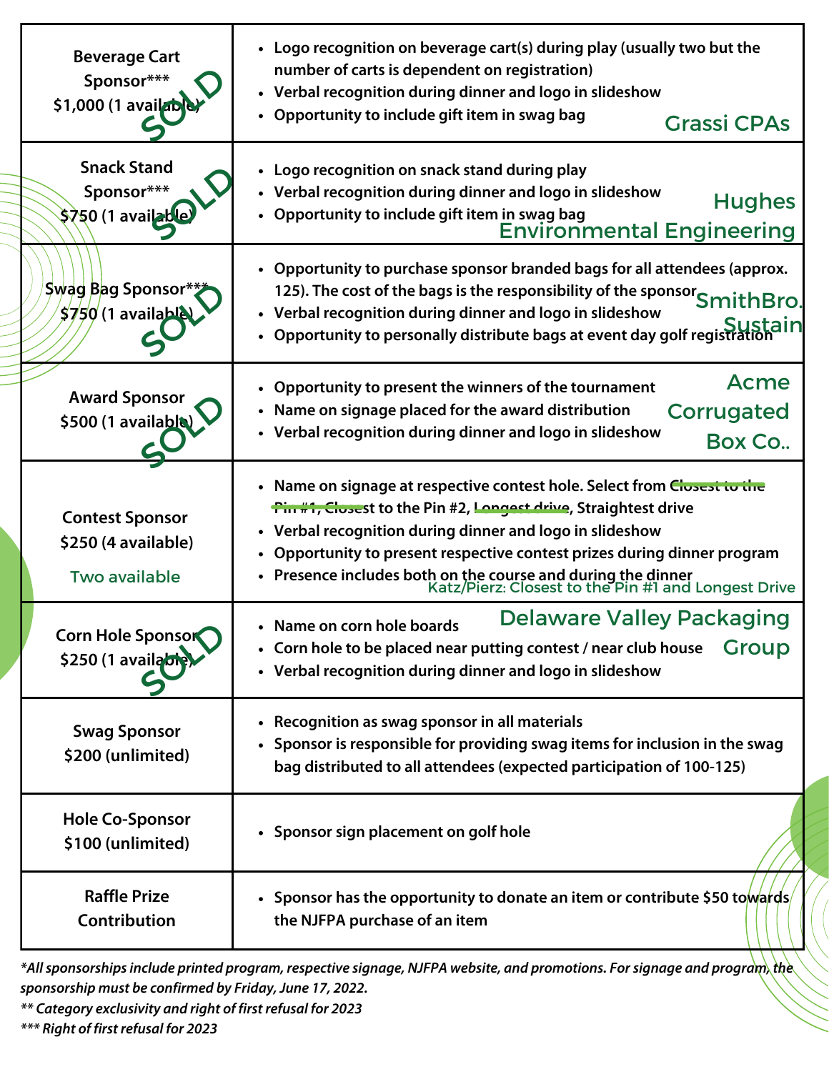| Sponsorship | Benefits |
| --- | --- |
| Beverage Cart Sponsor*** $1,000 (1 available) SOLD | • Logo recognition on beverage cart(s) during play (usually two but the number of carts is dependent on registration) • Verbal recognition during dinner and logo in slideshow • Opportunity to include gift item in swag bag — Grassi CPAs |
| Snack Stand Sponsor*** $750 (1 available) SOLD | • Logo recognition on snack stand during play • Verbal recognition during dinner and logo in slideshow • Opportunity to include gift item in swag bag — Hughes Environmental Engineering |
| Swag Bag Sponsor*** $750 (1 available) SOLD | • Opportunity to purchase sponsor branded bags for all attendees (approx. 125). The cost of the bags is the responsibility of the sponsor • Verbal recognition during dinner and logo in slideshow • Opportunity to personally distribute bags at event day golf registration — SmithBro. Sustain |
| Award Sponsor $500 (1 available) SOLD | • Opportunity to present the winners of the tournament • Name on signage placed for the award distribution • Verbal recognition during dinner and logo in slideshow — Acme Corrugated Box Co.. |
| Contest Sponsor $250 (4 available) Two available | • Name on signage at respective contest hole. Select from ~~Closest to the Pin #1~~, ~~Closest~~ to the Pin #2, ~~Longest drive~~, Straightest drive • Verbal recognition during dinner and logo in slideshow • Opportunity to present respective contest prizes during dinner program • Presence includes both on the course and during the dinner — Katz/Pierz: Closest to the Pin #1 and Longest Drive |
| Corn Hole Sponsor $250 (1 available) SOLD | • Name on corn hole boards • Corn hole to be placed near putting contest / near club house • Verbal recognition during dinner and logo in slideshow — Delaware Valley Packaging Group |
| Swag Sponsor $200 (unlimited) | • Recognition as swag sponsor in all materials • Sponsor is responsible for providing swag items for inclusion in the swag bag distributed to all attendees (expected participation of 100-125) |
| Hole Co-Sponsor $100 (unlimited) | • Sponsor sign placement on golf hole |
| Raffle Prize Contribution | • Sponsor has the opportunity to donate an item or contribute $50 towards the NJFPA purchase of an item |

*\*All sponsorships include printed program, respective signage, NJFPA website, and promotions. For signage and program, the sponsorship must be confirmed by Friday, June 17, 2022.*

*\*\* Category exclusivity and right of first refusal for 2023*

*\*\*\* Right of first refusal for 2023*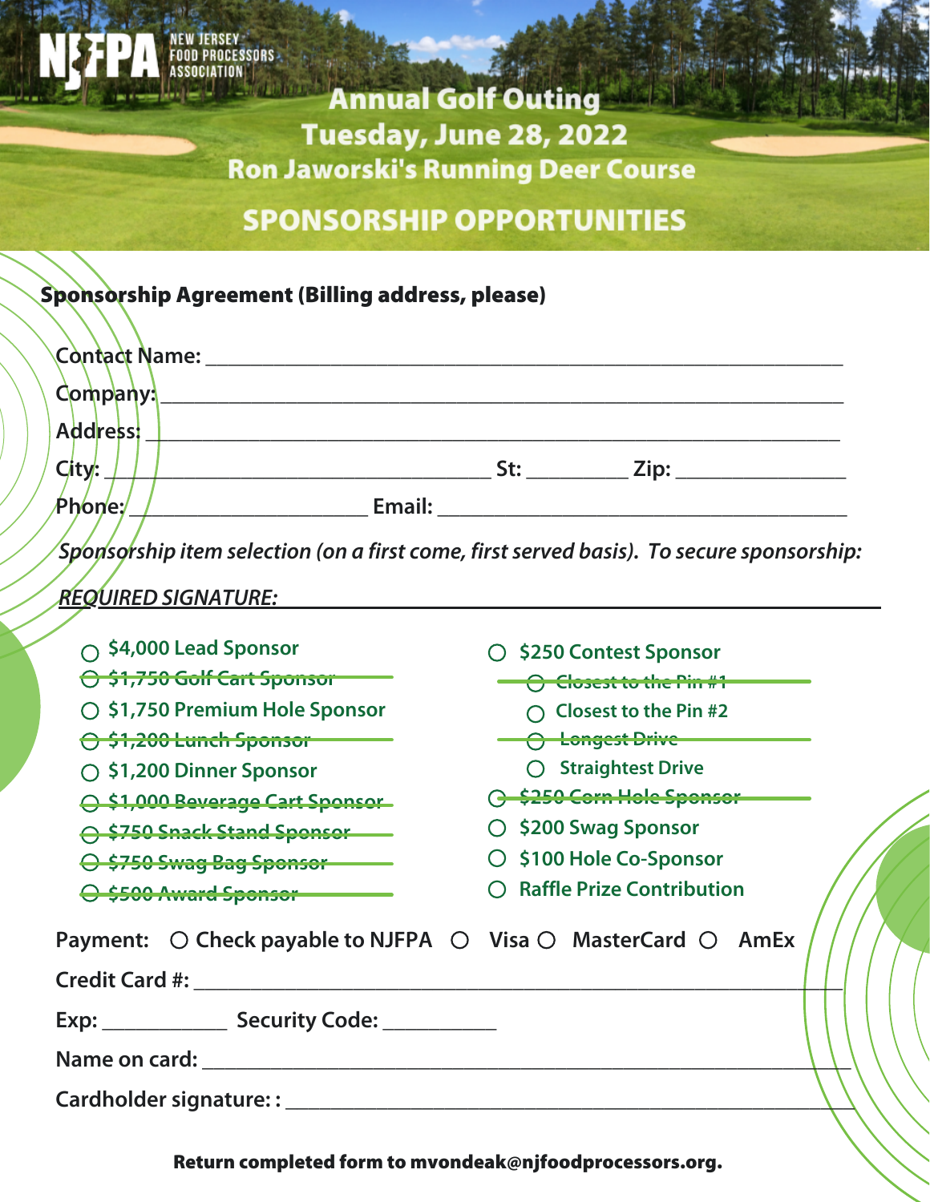NJFPA NEW JERSEY FOOD PROCESSORS ASSOCIATION

# Annual Golf Outing
## Tuesday, June 28, 2022
## Ron Jaworski's Running Deer Course

## SPONSORSHIP OPPORTUNITIES

**Sponsorship Agreement (Billing address, please)**

Contact Name: ______________________________

Company: ______________________________

Address: ______________________________

City: ______________________ St: ________ Zip: ____________

Phone: ______________ Email: ______________________

*Sponsorship item selection (on a first come, first served basis). To secure sponsorship:*

***REQUIRED SIGNATURE:*** ______________________________

- ○ $4,000 Lead Sponsor
- ~~○ $1,750 Golf Cart Sponsor~~
- ○ $1,750 Premium Hole Sponsor
- ~~○ $1,200 Lunch Sponsor~~
- ○ $1,200 Dinner Sponsor
- ~~○ $1,000 Beverage Cart Sponsor~~
- ~~○ $750 Snack Stand Sponsor~~
- ~~○ $750 Swag Bag Sponsor~~
- ~~○ $500 Award Sponsor~~
- ○ $250 Contest Sponsor
  - ~~○ Closest to the Pin #1~~
  - ○ Closest to the Pin #2
  - ~~○ Longest Drive~~
  - ○ Straightest Drive
- ~~○ $250 Corn Hole Sponsor~~
- ○ $200 Swag Sponsor
- ○ $100 Hole Co-Sponsor
- ○ Raffle Prize Contribution

Payment: ○ Check payable to NJFPA ○ Visa ○ MasterCard ○ AmEx

Credit Card #: ______________________________

Exp: __________ Security Code: __________

Name on card: ______________________________

Cardholder signature: : ______________________________

**Return completed form to mvondeak@njfoodprocessors.org.**